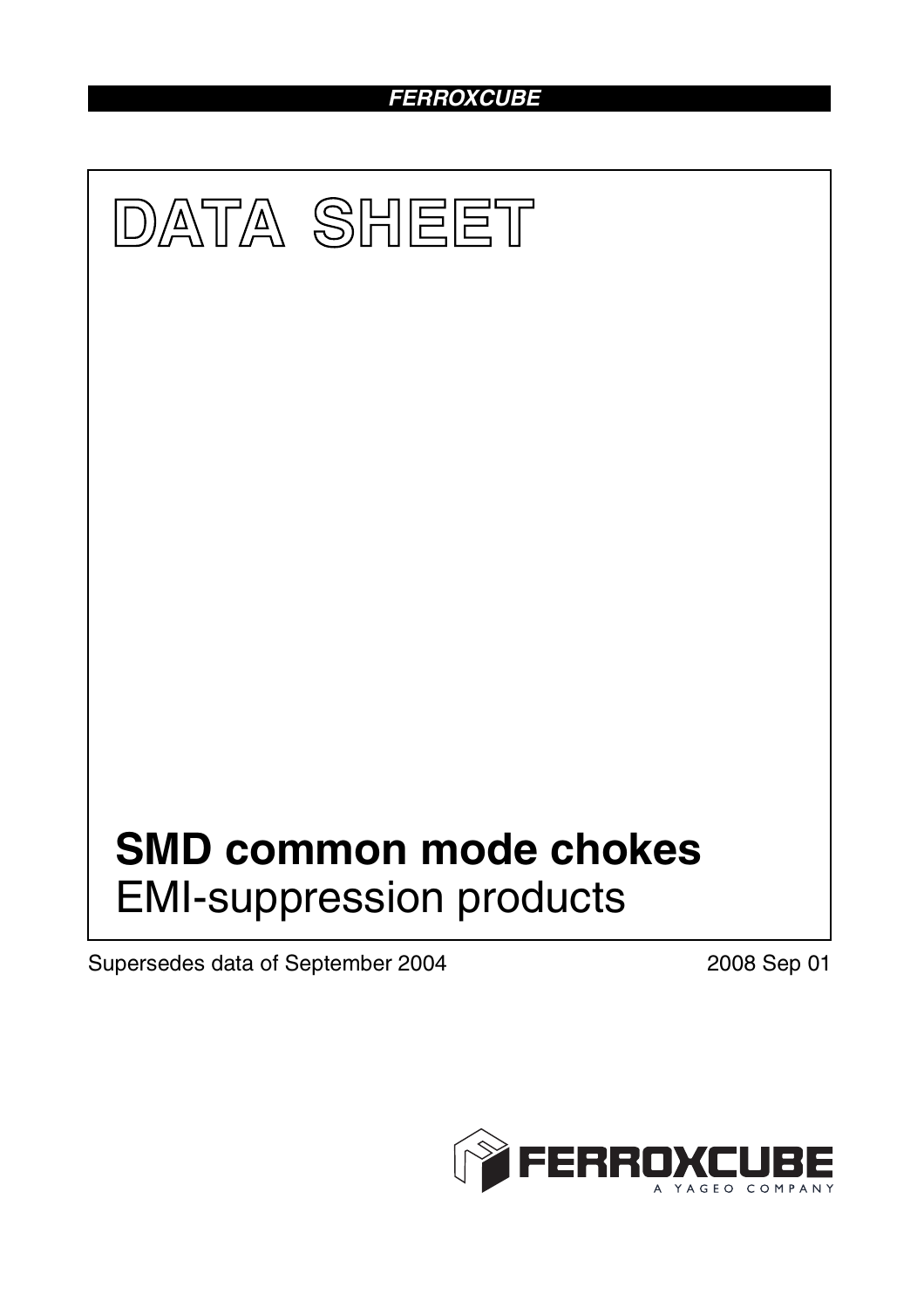**FERROXCUBE**

# DATA SHEET

## SMD common mode chokes

EMI-suppression products

Supersedes data of September 2004

2008 Sep 01

FERROXCUBE
A YAGEO COMPANY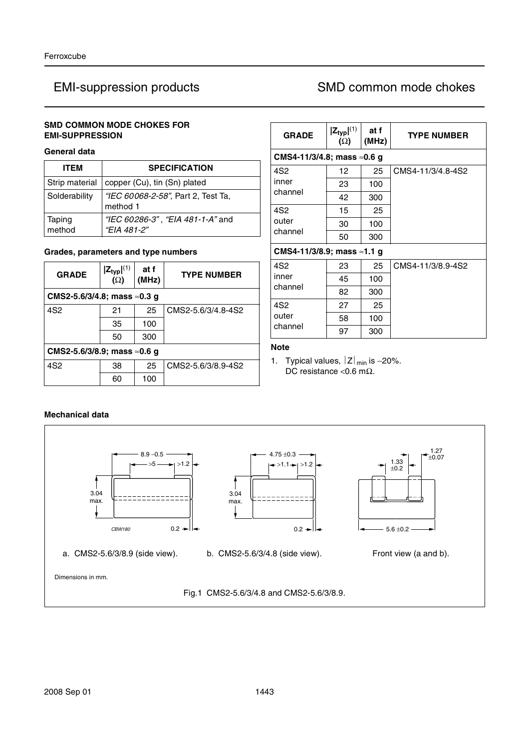### SMD COMMON MODE CHOKES FOR EMI-SUPPRESSION

#### General data

| ITEM | SPECIFICATION |
|---|---|
| Strip material | copper (Cu), tin (Sn) plated |
| Solderability | *"IEC 60068-2-58"*, Part 2, Test Ta, method 1 |
| Taping method | *"IEC 60286-3"* , *"EIA 481-1-A"* and *"EIA 481-2"* |

#### Grades, parameters and type numbers

| GRADE | $\|Z_{typ}\|$(1) (Ω) | at f (MHz) | TYPE NUMBER |
|---|---|---|---|
| **CMS2-5.6/3/4.8; mass ≈0.3 g** | | | |
| 4S2 | 21 | 25 | CMS2-5.6/3/4.8-4S2 |
| | 35 | 100 | |
| | 50 | 300 | |
| **CMS2-5.6/3/8.9; mass ≈0.6 g** | | | |
| 4S2 | 38 | 25 | CMS2-5.6/3/8.9-4S2 |
| | 60 | 100 | |

| GRADE | $\|Z_{typ}\|$(1) (Ω) | at f (MHz) | TYPE NUMBER |
|---|---|---|---|
| **CMS4-11/3/4.8; mass ≈0.6 g** | | | |
| 4S2 inner channel | 12 | 25 | CMS4-11/3/4.8-4S2 |
| | 23 | 100 | |
| | 42 | 300 | |
| 4S2 outer channel | 15 | 25 | |
| | 30 | 100 | |
| | 50 | 300 | |
| **CMS4-11/3/8.9; mass ≈1.1 g** | | | |
| 4S2 inner channel | 23 | 25 | CMS4-11/3/8.9-4S2 |
| | 45 | 100 | |
| | 82 | 300 | |
| 4S2 outer channel | 27 | 25 | |
| | 58 | 100 | |
| | 97 | 300 | |

**Note**

1. Typical values, $|Z|_{min}$ is −20%. DC resistance <0.6 mΩ.

#### Mechanical data

a. CMS2-5.6/3/8.9 (side view). b. CMS2-5.6/3/4.8 (side view). Front view (a and b).

Dimensions in mm.

Fig.1 CMS2-5.6/3/4.8 and CMS2-5.6/3/8.9.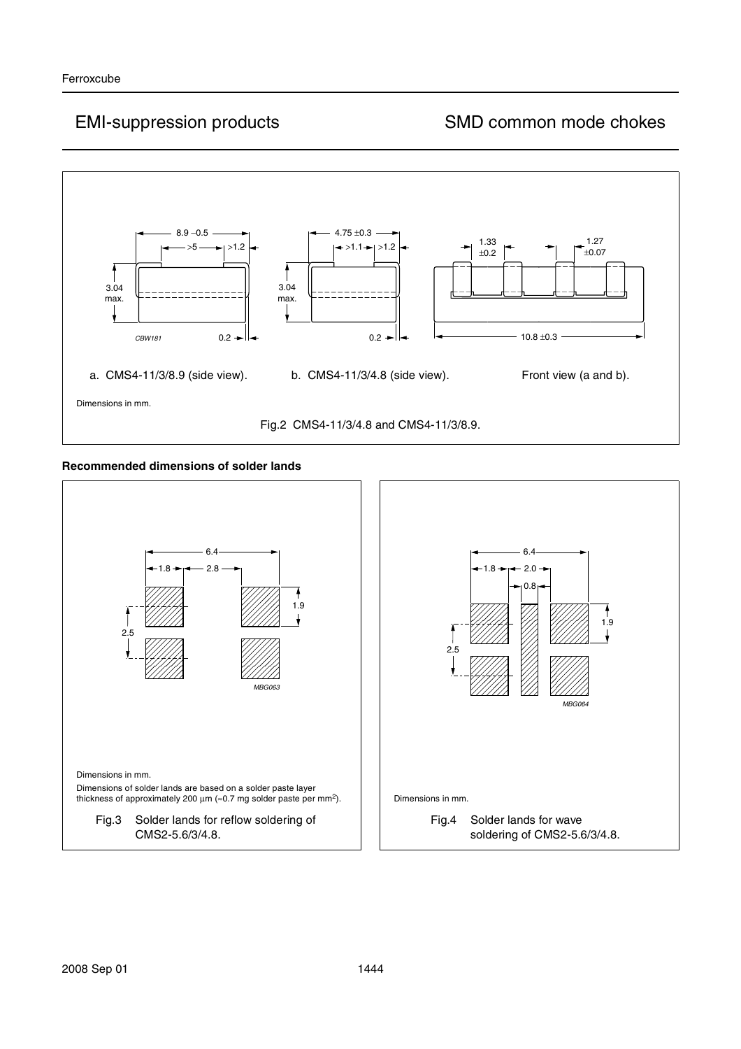a. CMS4-11/3/8.9 (side view).

b. CMS4-11/3/4.8 (side view).

Front view (a and b).

Dimensions in mm.

Fig.2 CMS4-11/3/4.8 and CMS4-11/3/8.9.

**Recommended dimensions of solder lands**

Dimensions in mm.

Dimensions of solder lands are based on a solder paste layer thickness of approximately 200 μm (≈0.7 mg solder paste per mm$^2$).

Fig.3 Solder lands for reflow soldering of CMS2-5.6/3/4.8.

Dimensions in mm.

Fig.4 Solder lands for wave soldering of CMS2-5.6/3/4.8.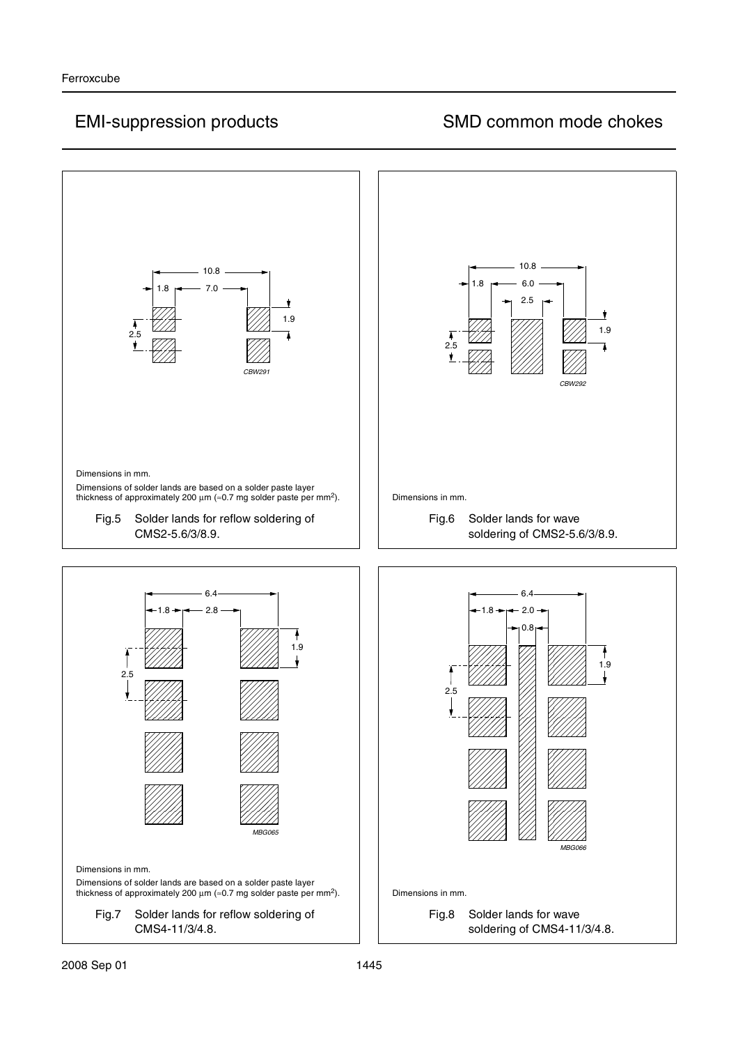Dimensions in mm.

Dimensions of solder lands are based on a solder paste layer thickness of approximately 200 μm (≈0.7 mg solder paste per mm[2]).

Fig.5 Solder lands for reflow soldering of CMS2-5.6/3/8.9.

Dimensions in mm.

Fig.6 Solder lands for wave soldering of CMS2-5.6/3/8.9.

Dimensions in mm.

Dimensions of solder lands are based on a solder paste layer thickness of approximately 200 μm (≈0.7 mg solder paste per mm[2]).

Fig.7 Solder lands for reflow soldering of CMS4-11/3/4.8.

Dimensions in mm.

Fig.8 Solder lands for wave soldering of CMS4-11/3/4.8.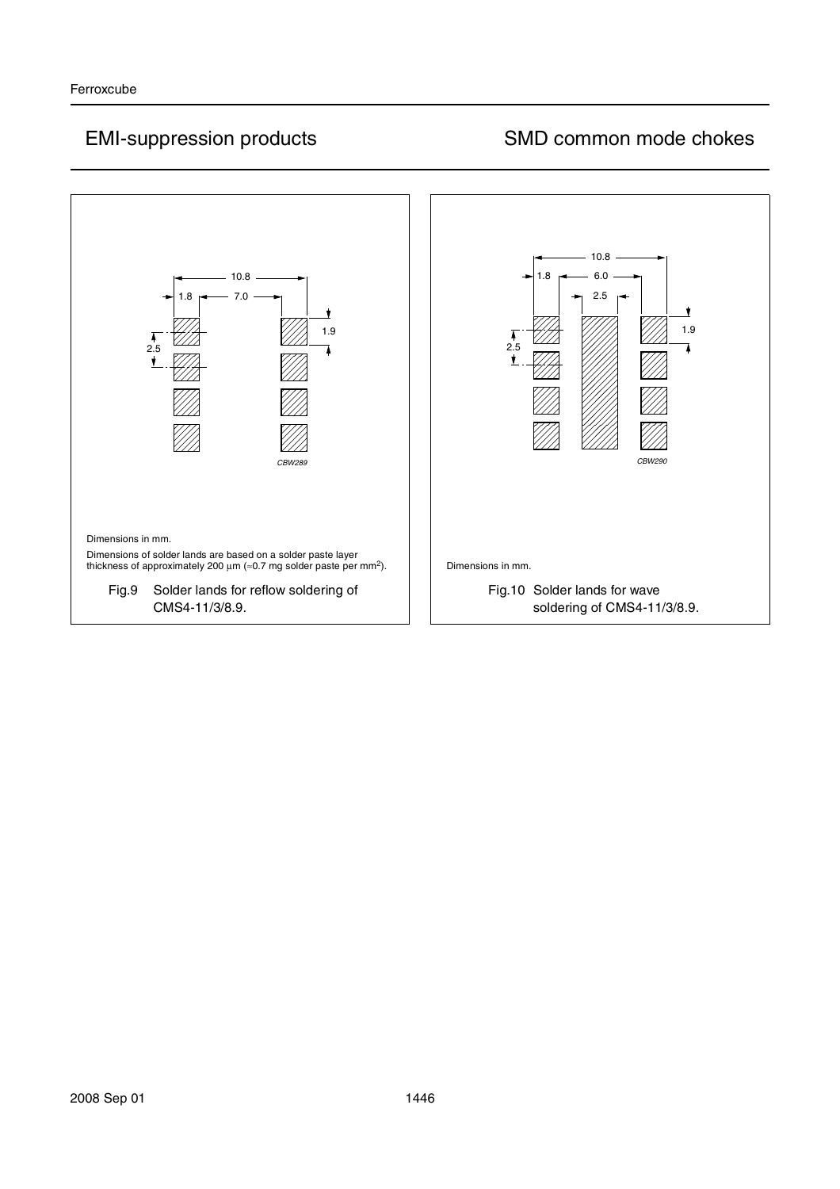Dimensions in mm.

Dimensions of solder lands are based on a solder paste layer thickness of approximately 200 µm (≈0.7 mg solder paste per mm²).

Fig.9 Solder lands for reflow soldering of CMS4-11/3/8.9.

Dimensions in mm.

Fig.10 Solder lands for wave soldering of CMS4-11/3/8.9.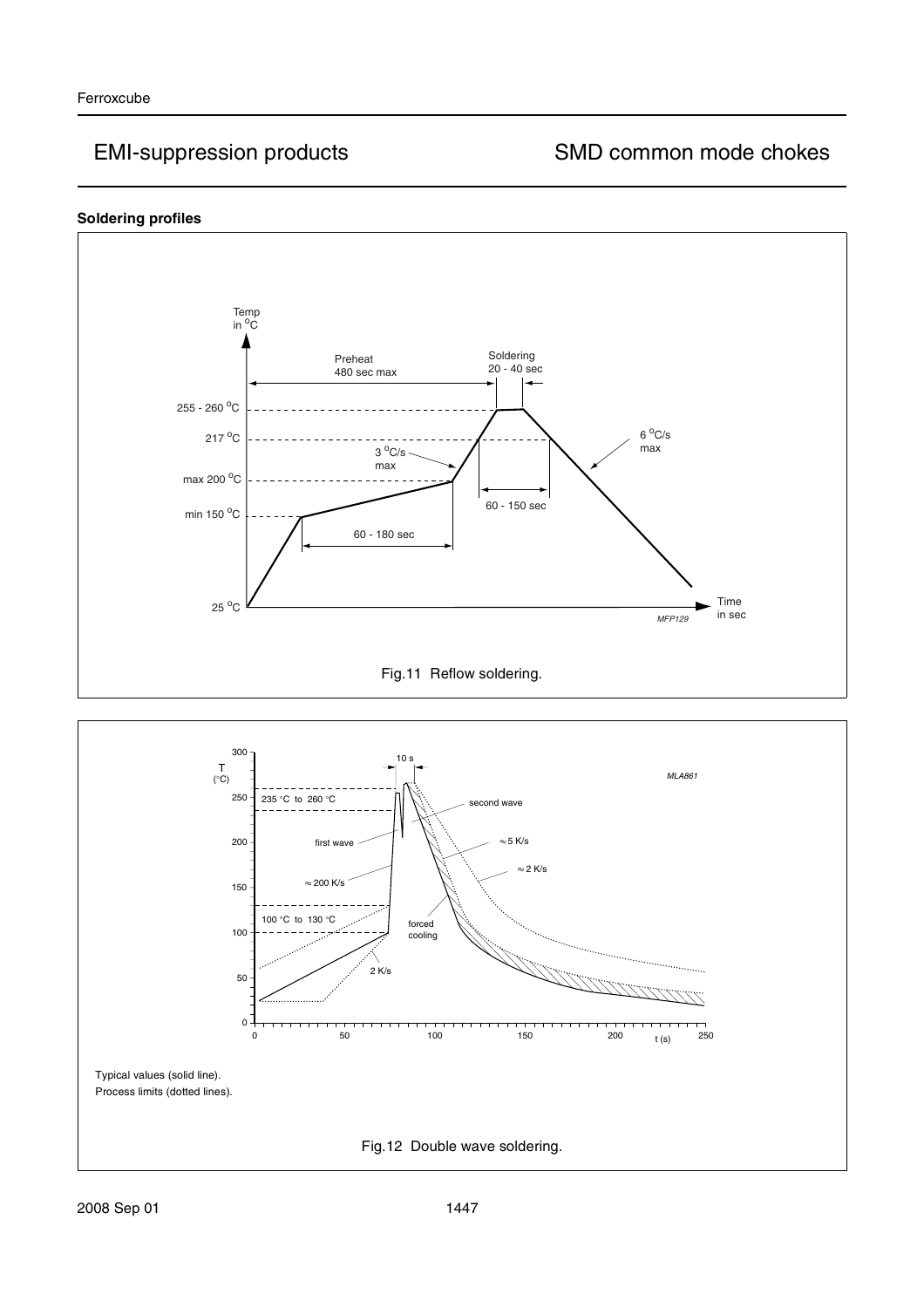### Soldering profiles

Fig.11 Reflow soldering.

Typical values (solid line).
Process limits (dotted lines).

Fig.12 Double wave soldering.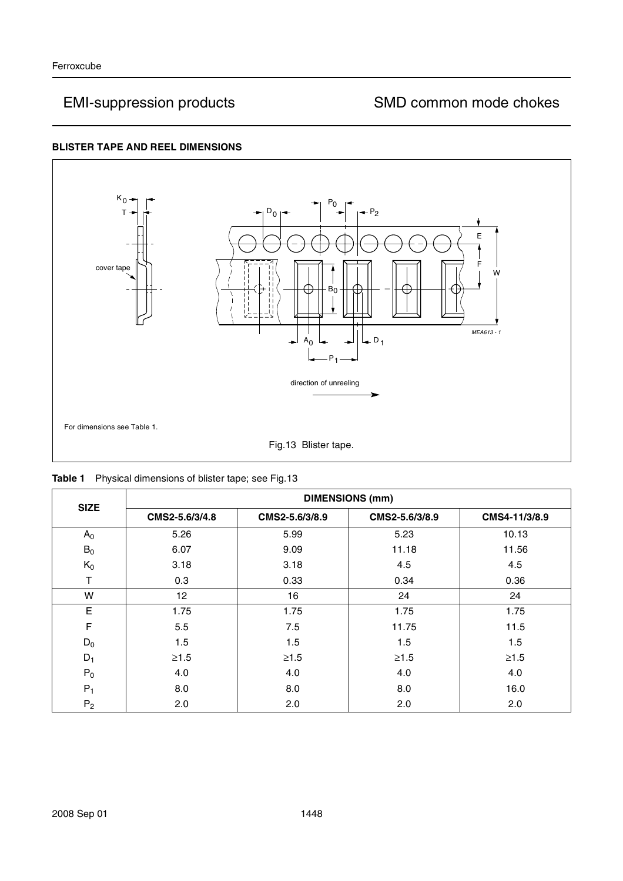## BLISTER TAPE AND REEL DIMENSIONS

For dimensions see Table 1.

Fig.13 Blister tape.

**Table 1** Physical dimensions of blister tape; see Fig.13

| SIZE | DIMENSIONS (mm) | | | |
|---|---|---|---|---|
| | **CMS2-5.6/3/4.8** | **CMS2-5.6/3/8.9** | **CMS2-5.6/3/8.9** | **CMS4-11/3/8.9** |
| $A_0$ | 5.26 | 5.99 | 5.23 | 10.13 |
| $B_0$ | 6.07 | 9.09 | 11.18 | 11.56 |
| $K_0$ | 3.18 | 3.18 | 4.5 | 4.5 |
| T | 0.3 | 0.33 | 0.34 | 0.36 |
| W | 12 | 16 | 24 | 24 |
| E | 1.75 | 1.75 | 1.75 | 1.75 |
| F | 5.5 | 7.5 | 11.75 | 11.5 |
| $D_0$ | 1.5 | 1.5 | 1.5 | 1.5 |
| $D_1$ | ≥1.5 | ≥1.5 | ≥1.5 | ≥1.5 |
| $P_0$ | 4.0 | 4.0 | 4.0 | 4.0 |
| $P_1$ | 8.0 | 8.0 | 8.0 | 16.0 |
| $P_2$ | 2.0 | 2.0 | 2.0 | 2.0 |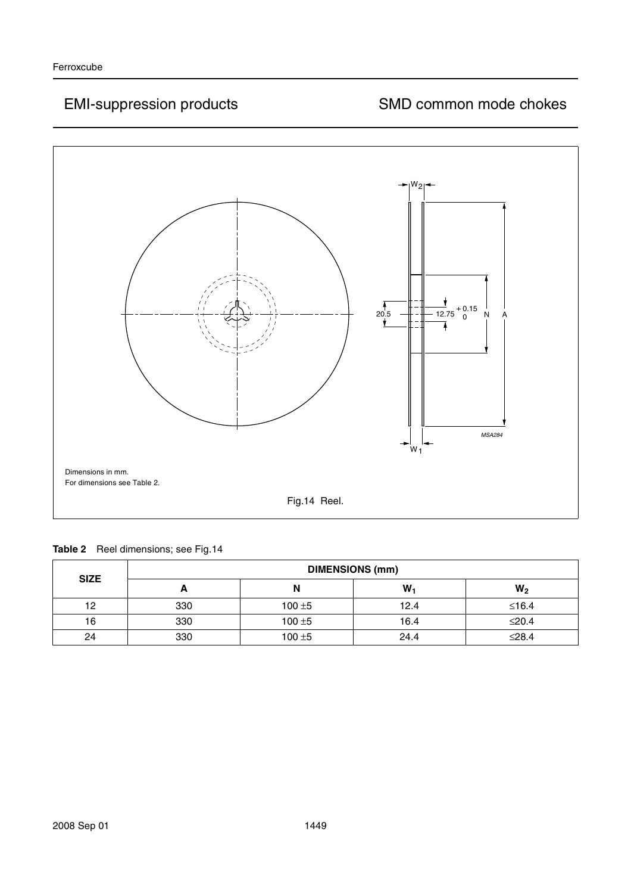Dimensions in mm.
For dimensions see Table 2.

Fig.14 Reel.

**Table 2** Reel dimensions; see Fig.14

| SIZE | DIMENSIONS (mm) | | | |
|---|---|---|---|---|
| | A | N | $W_1$ | $W_2$ |
| 12 | 330 | 100 ±5 | 12.4 | ≤16.4 |
| 16 | 330 | 100 ±5 | 16.4 | ≤20.4 |
| 24 | 330 | 100 ±5 | 24.4 | ≤28.4 |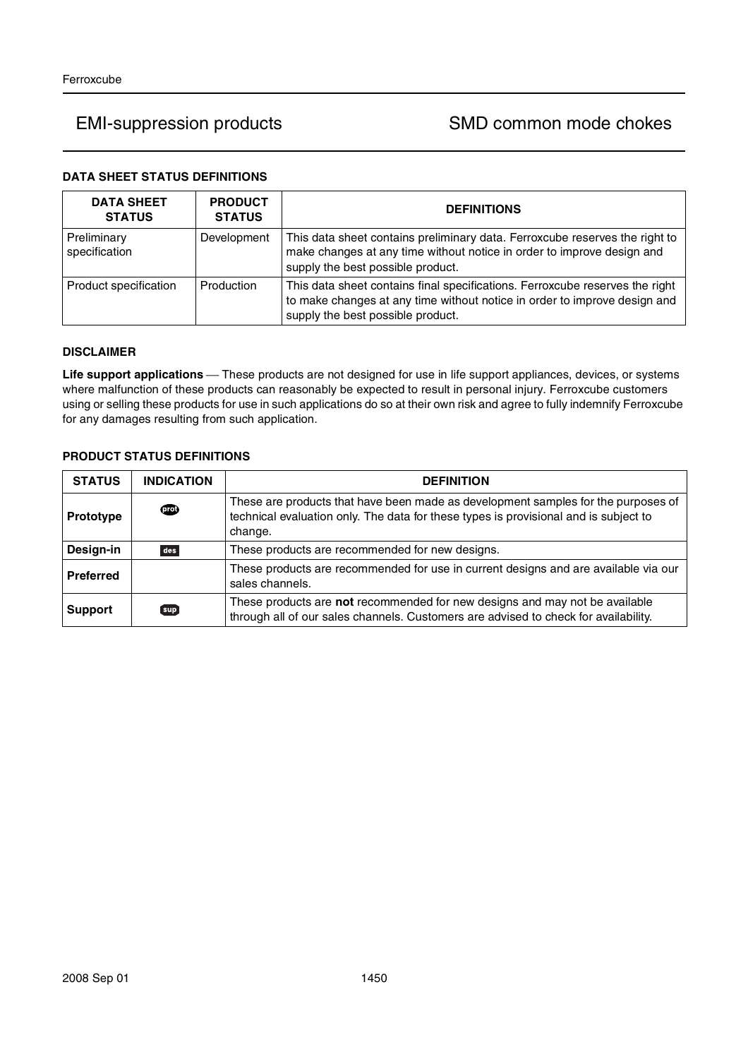## DATA SHEET STATUS DEFINITIONS

| DATA SHEET STATUS | PRODUCT STATUS | DEFINITIONS |
|---|---|---|
| Preliminary specification | Development | This data sheet contains preliminary data. Ferroxcube reserves the right to make changes at any time without notice in order to improve design and supply the best possible product. |
| Product specification | Production | This data sheet contains final specifications. Ferroxcube reserves the right to make changes at any time without notice in order to improve design and supply the best possible product. |

## DISCLAIMER

**Life support applications** — These products are not designed for use in life support appliances, devices, or systems where malfunction of these products can reasonably be expected to result in personal injury. Ferroxcube customers using or selling these products for use in such applications do so at their own risk and agree to fully indemnify Ferroxcube for any damages resulting from such application.

## PRODUCT STATUS DEFINITIONS

| STATUS | INDICATION | DEFINITION |
|---|---|---|
| **Prototype** | prot | These are products that have been made as development samples for the purposes of technical evaluation only. The data for these types is provisional and is subject to change. |
| **Design-in** | des | These products are recommended for new designs. |
| **Preferred** | | These products are recommended for use in current designs and are available via our sales channels. |
| **Support** | sup | These products are **not** recommended for new designs and may not be available through all of our sales channels. Customers are advised to check for availability. |